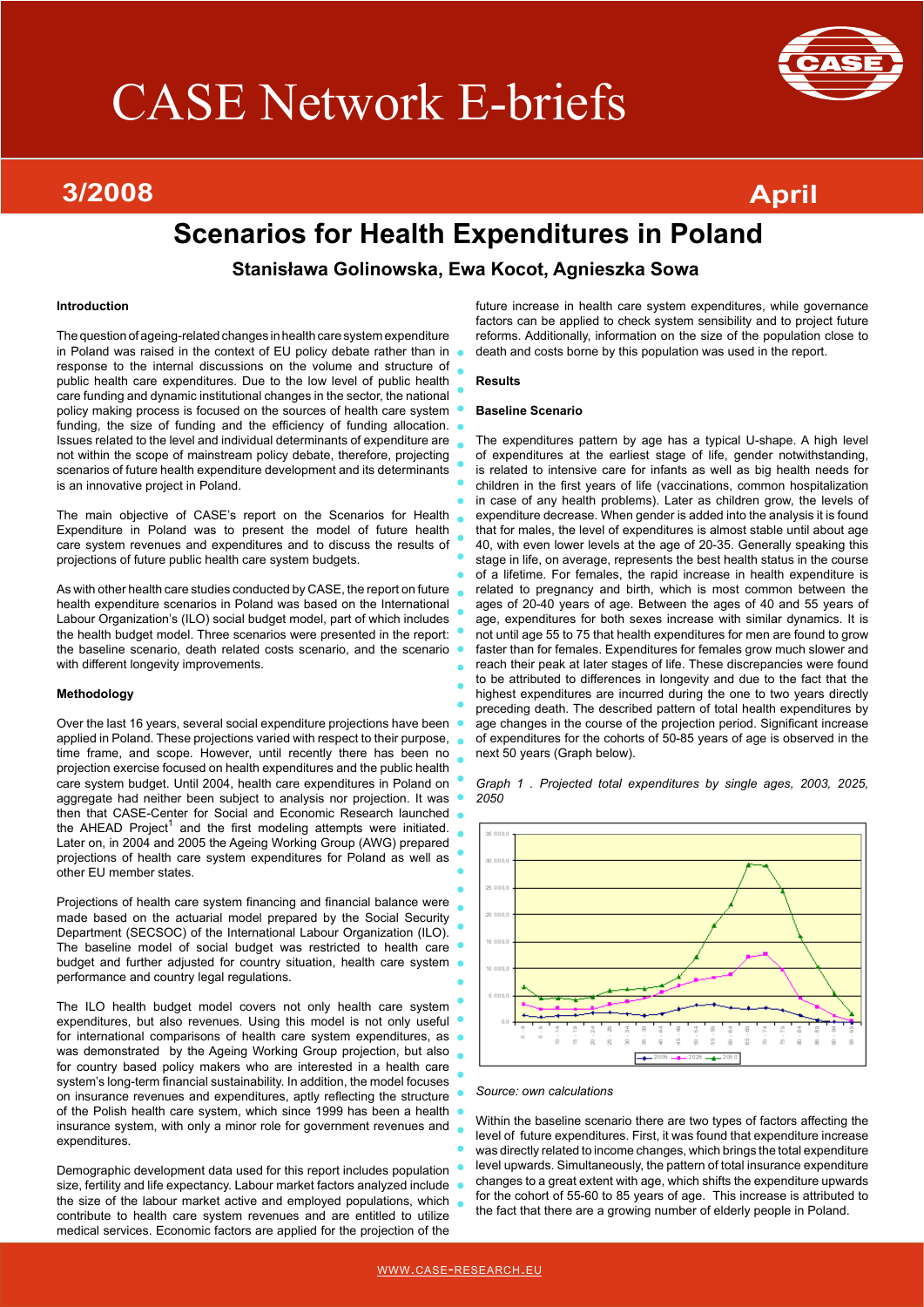# CASE Network E-briefs

**3/2008** **April**

# Scenarios for Health Expenditures in Poland

**Stanisława Golinowska, Ewa Kocot, Agnieszka Sowa**

#### Introduction

The question of ageing-related changes in health care system expenditure in Poland was raised in the context of EU policy debate rather than in response to the internal discussions on the volume and structure of public health care expenditures. Due to the low level of public health care funding and dynamic institutional changes in the sector, the national policy making process is focused on the sources of health care system funding, the size of funding and the efficiency of funding allocation. Issues related to the level and individual determinants of expenditure are not within the scope of mainstream policy debate, therefore, projecting scenarios of future health expenditure development and its determinants is an innovative project in Poland.

The main objective of CASE's report on the Scenarios for Health Expenditure in Poland was to present the model of future health care system revenues and expenditures and to discuss the results of projections of future public health care system budgets.

As with other health care studies conducted by CASE, the report on future health expenditure scenarios in Poland was based on the International Labour Organization's (ILO) social budget model, part of which includes the health budget model. Three scenarios were presented in the report: the baseline scenario, death related costs scenario, and the scenario with different longevity improvements.

#### Methodology

Over the last 16 years, several social expenditure projections have been applied in Poland. These projections varied with respect to their purpose, time frame, and scope. However, until recently there has been no projection exercise focused on health expenditures and the public health care system budget. Until 2004, health care expenditures in Poland on aggregate had neither been subject to analysis nor projection. It was then that CASE-Center for Social and Economic Research launched the AHEAD Project[1] and the first modeling attempts were initiated. Later on, in 2004 and 2005 the Ageing Working Group (AWG) prepared projections of health care system expenditures for Poland as well as other EU member states.

Projections of health care system financing and financial balance were made based on the actuarial model prepared by the Social Security Department (SECSOC) of the International Labour Organization (ILO). The baseline model of social budget was restricted to health care budget and further adjusted for country situation, health care system performance and country legal regulations.

The ILO health budget model covers not only health care system expenditures, but also revenues. Using this model is not only useful for international comparisons of health care system expenditures, as was demonstrated by the Ageing Working Group projection, but also for country based policy makers who are interested in a health care system's long-term financial sustainability. In addition, the model focuses on insurance revenues and expenditures, aptly reflecting the structure of the Polish health care system, which since 1999 has been a health insurance system, with only a minor role for government revenues and expenditures.

Demographic development data used for this report includes population size, fertility and life expectancy. Labour market factors analyzed include the size of the labour market active and employed populations, which contribute to health care system revenues and are entitled to utilize medical services. Economic factors are applied for the projection of the future increase in health care system expenditures, while governance factors can be applied to check system sensibility and to project future reforms. Additionally, information on the size of the population close to death and costs borne by this population was used in the report.

#### Results

#### Baseline Scenario

The expenditures pattern by age has a typical U-shape. A high level of expenditures at the earliest stage of life, gender notwithstanding, is related to intensive care for infants as well as big health needs for children in the first years of life (vaccinations, common hospitalization in case of any health problems). Later as children grow, the levels of expenditure decrease. When gender is added into the analysis it is found that for males, the level of expenditures is almost stable until about age 40, with even lower levels at the age of 20-35. Generally speaking this stage in life, on average, represents the best health status in the course of a lifetime. For females, the rapid increase in health expenditure is related to pregnancy and birth, which is most common between the ages of 20-40 years of age. Between the ages of 40 and 55 years of age, expenditures for both sexes increase with similar dynamics. It is not until age 55 to 75 that health expenditures for men are found to grow faster than for females. Expenditures for females grow much slower and reach their peak at later stages of life. These discrepancies were found to be attributed to differences in longevity and due to the fact that the highest expenditures are incurred during the one to two years directly preceding death. The described pattern of total health expenditures by age changes in the course of the projection period. Significant increase of expenditures for the cohorts of 50-85 years of age is observed in the next 50 years (Graph below).

*Graph 1 . Projected total expenditures by single ages, 2003, 2025, 2050*

*Source: own calculations*

Within the baseline scenario there are two types of factors affecting the level of future expenditures. First, it was found that expenditure increase was directly related to income changes, which brings the total expenditure level upwards. Simultaneously, the pattern of total insurance expenditure changes to a great extent with age, which shifts the expenditure upwards for the cohort of 55-60 to 85 years of age. This increase is attributed to the fact that there are a growing number of elderly people in Poland.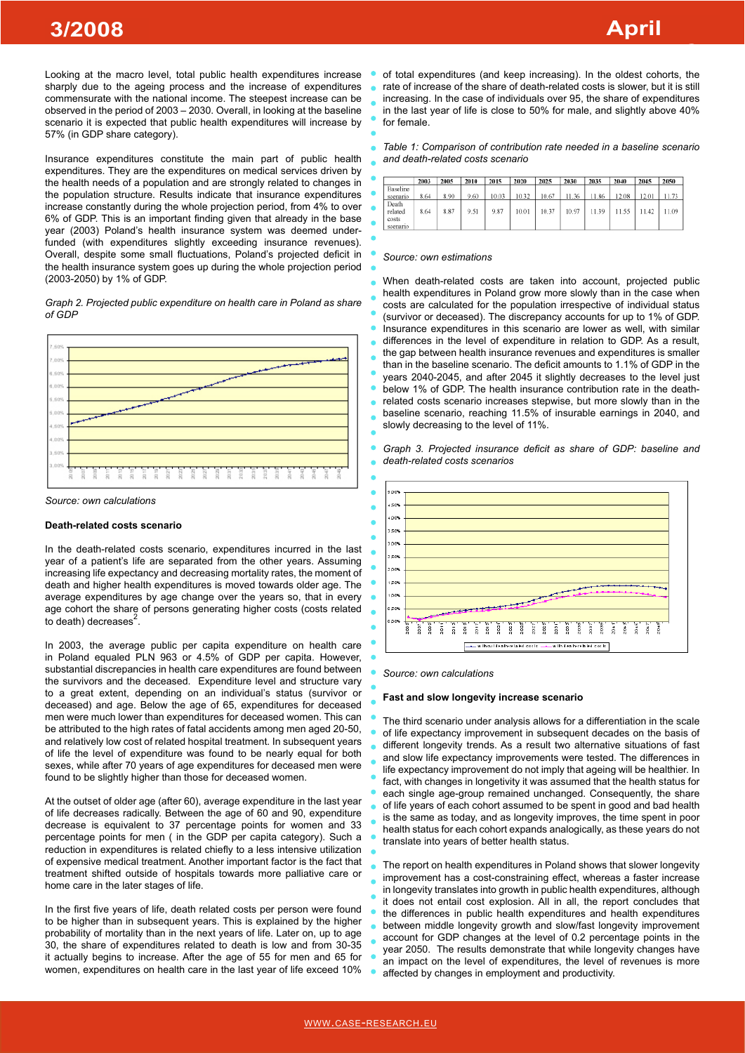Looking at the macro level, total public health expenditures increase sharply due to the ageing process and the increase of expenditures commensurate with the national income. The steepest increase can be observed in the period of 2003 – 2030. Overall, in looking at the baseline scenario it is expected that public health expenditures will increase by 57% (in GDP share category).

Insurance expenditures constitute the main part of public health expenditures. They are the expenditures on medical services driven by the health needs of a population and are strongly related to changes in the population structure. Results indicate that insurance expenditures increase constantly during the whole projection period, from 4% to over 6% of GDP. This is an important finding given that already in the base year (2003) Poland's health insurance system was deemed under-funded (with expenditures slightly exceeding insurance revenues). Overall, despite some small fluctuations, Poland's projected deficit in the health insurance system goes up during the whole projection period (2003-2050) by 1% of GDP.

*Graph 2. Projected public expenditure on health care in Poland as share of GDP*

*Source: own calculations*

#### Death-related costs scenario

In the death-related costs scenario, expenditures incurred in the last year of a patient's life are separated from the other years. Assuming increasing life expectancy and decreasing mortality rates, the moment of death and higher health expenditures is moved towards older age. The average expenditures by age change over the years so, that in every age cohort the share of persons generating higher costs (costs related to death) decreases[2].

In 2003, the average public per capita expenditure on health care in Poland equaled PLN 963 or 4.5% of GDP per capita. However, substantial discrepancies in health care expenditures are found between the survivors and the deceased. Expenditure level and structure vary to a great extent, depending on an individual's status (survivor or deceased) and age. Below the age of 65, expenditures for deceased men were much lower than expenditures for deceased women. This can be attributed to the high rates of fatal accidents among men aged 20-50, and relatively low cost of related hospital treatment. In subsequent years of life the level of expenditure was found to be nearly equal for both sexes, while after 70 years of age expenditures for deceased men were found to be slightly higher than those for deceased women.

At the outset of older age (after 60), average expenditure in the last year of life decreases radically. Between the age of 60 and 90, expenditure decrease is equivalent to 37 percentage points for women and 33 percentage points for men ( in the GDP per capita category). Such a reduction in expenditures is related chiefly to a less intensive utilization of expensive medical treatment. Another important factor is the fact that treatment shifted outside of hospitals towards more palliative care or home care in the later stages of life.

In the first five years of life, death related costs per person were found to be higher than in subsequent years. This is explained by the higher probability of mortality than in the next years of life. Later on, up to age 30, the share of expenditures related to death is low and from 30-35 it actually begins to increase. After the age of 55 for men and 65 for women, expenditures on health care in the last year of life exceed 10% of total expenditures (and keep increasing). In the oldest cohorts, the rate of increase of the share of death-related costs is slower, but it is still increasing. In the case of individuals over 95, the share of expenditures in the last year of life is close to 50% for male, and slightly above 40% for female.

*Table 1: Comparison of contribution rate needed in a baseline scenario and death-related costs scenario*

| | 2003 | 2005 | 2010 | 2015 | 2020 | 2025 | 2030 | 2035 | 2040 | 2045 | 2050 |
|---|---|---|---|---|---|---|---|---|---|---|---|
| Baseline scenario | 8.64 | 8.90 | 9.60 | 10.03 | 10.32 | 10.67 | 11.36 | 11.86 | 12.08 | 12.01 | 11.73 |
| Death related costs scenario | 8.64 | 8.87 | 9.51 | 9.87 | 10.01 | 10.37 | 10.97 | 11.39 | 11.55 | 11.42 | 11.09 |

*Source: own estimations*

When death-related costs are taken into account, projected public health expenditures in Poland grow more slowly than in the case when costs are calculated for the population irrespective of individual status (survivor or deceased). The discrepancy accounts for up to 1% of GDP. Insurance expenditures in this scenario are lower as well, with similar differences in the level of expenditure in relation to GDP. As a result, the gap between health insurance revenues and expenditures is smaller than in the baseline scenario. The deficit amounts to 1.1% of GDP in the years 2040-2045, and after 2045 it slightly decreases to the level just below 1% of GDP. The health insurance contribution rate in the death-related costs scenario increases stepwise, but more slowly than in the baseline scenario, reaching 11.5% of insurable earnings in 2040, and slowly decreasing to the level of 11%.

*Graph 3. Projected insurance deficit as share of GDP: baseline and death-related costs scenarios*

*Source: own calculations*

#### Fast and slow longevity increase scenario

The third scenario under analysis allows for a differentiation in the scale of life expectancy improvement in subsequent decades on the basis of different longevity trends. As a result two alternative situations of fast and slow life expectancy improvements were tested. The differences in life expectancy improvement do not imply that ageing will be healthier. In fact, with changes in longevity it was assumed that the health status for each single age-group remained unchanged. Consequently, the share of life years of each cohort assumed to be spent in good and bad health is the same as today, and as longevity improves, the time spent in poor health status for each cohort expands analogically, as these years do not translate into years of better health status.

The report on health expenditures in Poland shows that slower longevity improvement has a cost-constraining effect, whereas a faster increase in longevity translates into growth in public health expenditures, although it does not entail cost explosion. All in all, the report concludes that the differences in public health expenditures and health expenditures between middle longevity growth and slow/fast longevity improvement account for GDP changes at the level of 0.2 percentage points in the year 2050. The results demonstrate that while longevity changes have an impact on the level of expenditures, the level of revenues is more affected by changes in employment and productivity.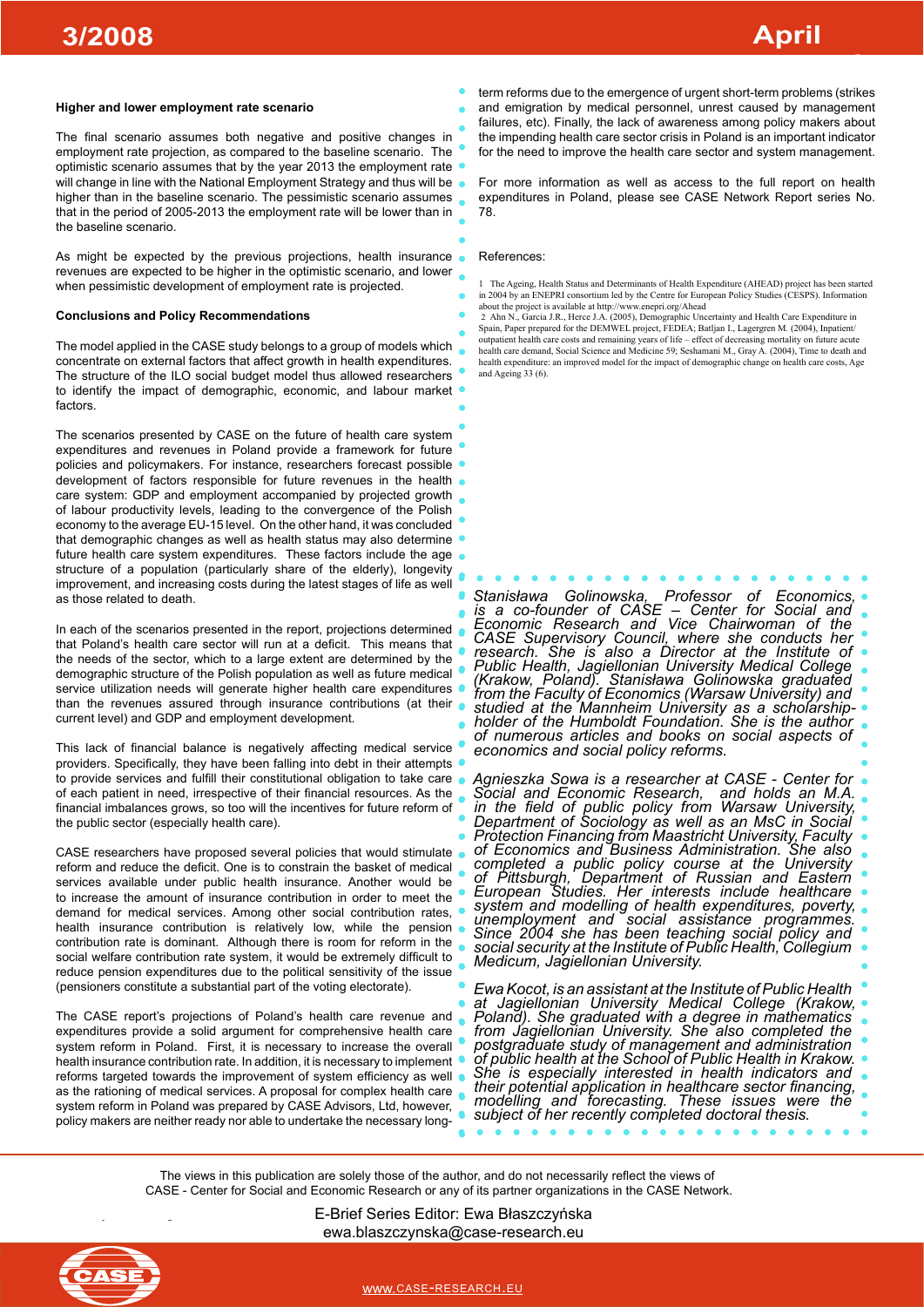#### Higher and lower employment rate scenario

The final scenario assumes both negative and positive changes in employment rate projection, as compared to the baseline scenario. The optimistic scenario assumes that by the year 2013 the employment rate will change in line with the National Employment Strategy and thus will be higher than in the baseline scenario. The pessimistic scenario assumes that in the period of 2005-2013 the employment rate will be lower than in the baseline scenario.

As might be expected by the previous projections, health insurance revenues are expected to be higher in the optimistic scenario, and lower when pessimistic development of employment rate is projected.

#### Conclusions and Policy Recommendations

The model applied in the CASE study belongs to a group of models which concentrate on external factors that affect growth in health expenditures. The structure of the ILO social budget model thus allowed researchers to identify the impact of demographic, economic, and labour market factors.

The scenarios presented by CASE on the future of health care system expenditures and revenues in Poland provide a framework for future policies and policymakers. For instance, researchers forecast possible development of factors responsible for future revenues in the health care system: GDP and employment accompanied by projected growth of labour productivity levels, leading to the convergence of the Polish economy to the average EU-15 level. On the other hand, it was concluded that demographic changes as well as health status may also determine future health care system expenditures. These factors include the age structure of a population (particularly share of the elderly), longevity improvement, and increasing costs during the latest stages of life as well as those related to death.

In each of the scenarios presented in the report, projections determined that Poland's health care sector will run at a deficit. This means that the needs of the sector, which to a large extent are determined by the demographic structure of the Polish population as well as future medical service utilization needs will generate higher health care expenditures than the revenues assured through insurance contributions (at their current level) and GDP and employment development.

This lack of financial balance is negatively affecting medical service providers. Specifically, they have been falling into debt in their attempts to provide services and fulfill their constitutional obligation to take care of each patient in need, irrespective of their financial resources. As the financial imbalances grows, so too will the incentives for future reform of the public sector (especially health care).

CASE researchers have proposed several policies that would stimulate reform and reduce the deficit. One is to constrain the basket of medical services available under public health insurance. Another would be to increase the amount of insurance contribution in order to meet the demand for medical services. Among other social contribution rates, health insurance contribution is relatively low, while the pension contribution rate is dominant. Although there is room for reform in the social welfare contribution rate system, it would be extremely difficult to reduce pension expenditures due to the political sensitivity of the issue (pensioners constitute a substantial part of the voting electorate).

The CASE report's projections of Poland's health care revenue and expenditures provide a solid argument for comprehensive health care system reform in Poland. First, it is necessary to increase the overall health insurance contribution rate. In addition, it is necessary to implement reforms targeted towards the improvement of system efficiency as well as the rationing of medical services. A proposal for complex health care system reform in Poland was prepared by CASE Advisors, Ltd, however, policy makers are neither ready nor able to undertake the necessary long-term reforms due to the emergence of urgent short-term problems (strikes and emigration by medical personnel, unrest caused by management failures, etc). Finally, the lack of awareness among policy makers about the impending health care sector crisis in Poland is an important indicator for the need to improve the health care sector and system management.

For more information as well as access to the full report on health expenditures in Poland, please see CASE Network Report series No. 78.

References:

1 The Ageing, Health Status and Determinants of Health Expenditure (AHEAD) project has been started in 2004 by an ENEPRI consortium led by the Centre for European Policy Studies (CESPS). Information about the project is available at http://www.enepri.org/Ahead

2 Ahn N., Garcia J.R., Herce J.A. (2005), Demographic Uncertainty and Health Care Expenditure in Spain, Paper prepared for the DEMWEL project, FEDEA; Batljan I., Lagergren M. (2004), Inpatient/outpatient health care costs and remaining years of life – effect of decreasing mortality on future acute health care demand, Social Science and Medicine 59; Seshamani M., Gray A. (2004), Time to death and health expenditure: an improved model for the impact of demographic change on health care costs, Age and Ageing 33 (6).

*Stanisława Golinowska, Professor of Economics, is a co-founder of CASE – Center for Social and Economic Research and Vice Chairwoman of the CASE Supervisory Council, where she conducts her research. She is also a Director at the Institute of Public Health, Jagiellonian University Medical College (Krakow, Poland). Stanisława Golinowska graduated from the Faculty of Economics (Warsaw University) and studied at the Mannheim University as a scholarship-holder of the Humboldt Foundation. She is the author of numerous articles and books on social aspects of economics and social policy reforms.*

*Agnieszka Sowa is a researcher at CASE - Center for Social and Economic Research, and holds an M.A. in the field of public policy from Warsaw University, Department of Sociology as well as an MSc in Social Protection Financing from Maastricht University, Faculty of Economics and Business Administration. She also completed a public policy course at the University of Pittsburgh, Department of Russian and Eastern European Studies. Her interests include healthcare system and modelling of health expenditures, poverty, unemployment and social assistance programmes. Since 2004 she has been teaching social policy and social security at the Institute of Public Health, Collegium Medicum, Jagiellonian University.*

*Ewa Kocot, is an assistant at the Institute of Public Health at Jagiellonian University Medical College (Krakow, Poland). She graduated with a degree in mathematics from Jagiellonian University. She also completed the postgraduate study of management and administration of public health at the School of Public Health in Krakow. She is especially interested in health indicators and their potential application in healthcare sector financing, modelling and forecasting. These issues were the subject of her recently completed doctoral thesis.*

The views in this publication are solely those of the author, and do not necessarily reflect the views of CASE - Center for Social and Economic Research or any of its partner organizations in the CASE Network.

E-Brief Series Editor: Ewa Błaszczyńska
ewa.blaszczynska@case-research.eu

www.CASE-RESEARCH.EU